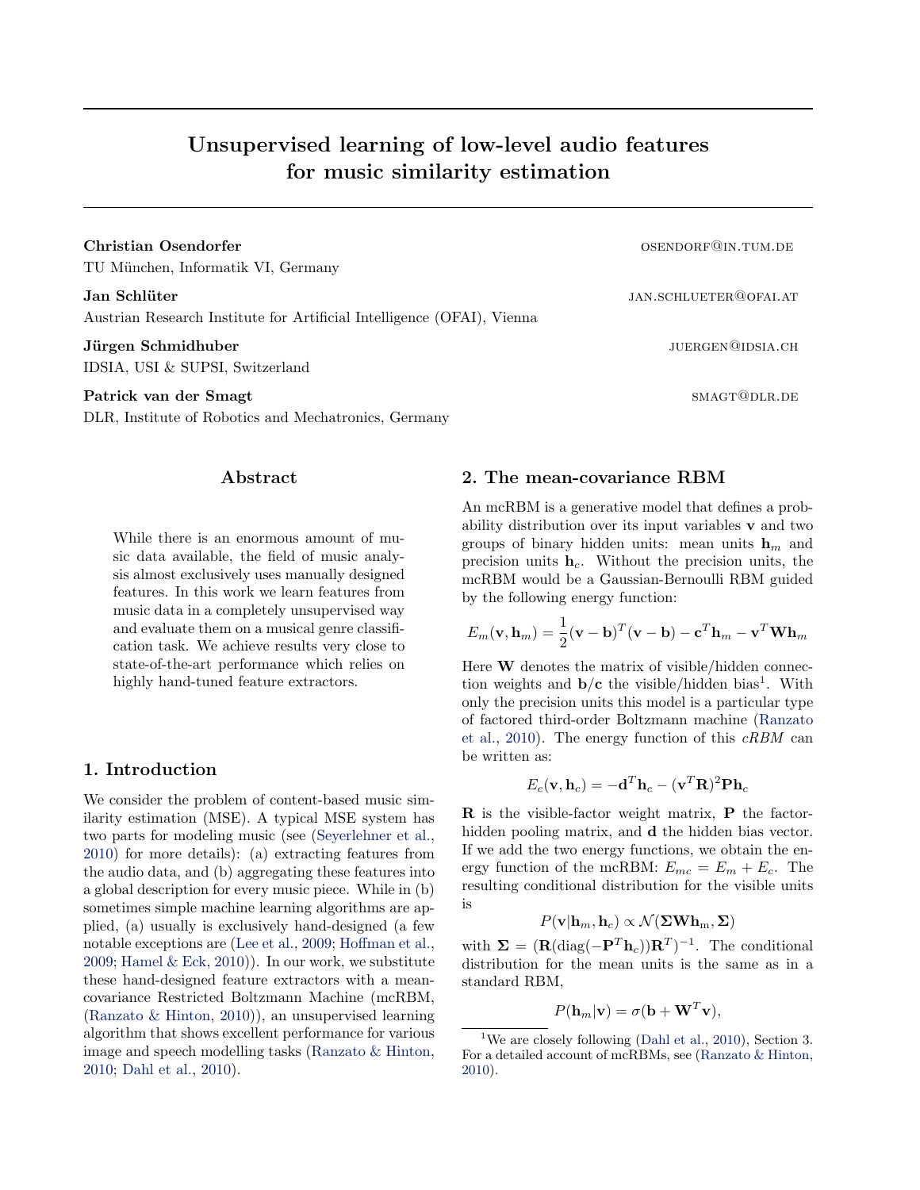# Unsupervised learning of low-level audio features for music similarity estimation

**Christian Osendorfer** OSENDORF@IN.TUM.DE
TU München, Informatik VI, Germany

**Jan Schlüter** JAN.SCHLUETER@OFAI.AT
Austrian Research Institute for Artificial Intelligence (OFAI), Vienna

**Jürgen Schmidhuber** JUERGEN@IDSIA.CH
IDSIA, USI & SUPSI, Switzerland

**Patrick van der Smagt** SMAGT@DLR.DE
DLR, Institute of Robotics and Mechatronics, Germany

## Abstract

While there is an enormous amount of music data available, the field of music analysis almost exclusively uses manually designed features. In this work we learn features from music data in a completely unsupervised way and evaluate them on a musical genre classification task. We achieve results very close to state-of-the-art performance which relies on highly hand-tuned feature extractors.

## 1. Introduction

We consider the problem of content-based music similarity estimation (MSE). A typical MSE system has two parts for modeling music (see (Seyerlehner et al., 2010) for more details): (a) extracting features from the audio data, and (b) aggregating these features into a global description for every music piece. While in (b) sometimes simple machine learning algorithms are applied, (a) usually is exclusively hand-designed (a few notable exceptions are (Lee et al., 2009; Hoffman et al., 2009; Hamel & Eck, 2010)). In our work, we substitute these hand-designed feature extractors with a mean-covariance Restricted Boltzmann Machine (mcRBM, (Ranzato & Hinton, 2010)), an unsupervised learning algorithm that shows excellent performance for various image and speech modelling tasks (Ranzato & Hinton, 2010; Dahl et al., 2010).

## 2. The mean-covariance RBM

An mcRBM is a generative model that defines a probability distribution over its input variables $\mathbf{v}$ and two groups of binary hidden units: mean units $\mathbf{h}_m$ and precision units $\mathbf{h}_c$. Without the precision units, the mcRBM would be a Gaussian-Bernoulli RBM guided by the following energy function:

$$E_m(\mathbf{v}, \mathbf{h}_m) = \frac{1}{2}(\mathbf{v} - \mathbf{b})^T(\mathbf{v} - \mathbf{b}) - \mathbf{c}^T\mathbf{h}_m - \mathbf{v}^T\mathbf{W}\mathbf{h}_m$$

Here $\mathbf{W}$ denotes the matrix of visible/hidden connection weights and $\mathbf{b}/\mathbf{c}$ the visible/hidden bias[1]. With only the precision units this model is a particular type of factored third-order Boltzmann machine (Ranzato et al., 2010). The energy function of this *cRBM* can be written as:

$$E_c(\mathbf{v}, \mathbf{h}_c) = -\mathbf{d}^T\mathbf{h}_c - (\mathbf{v}^T\mathbf{R})^2\mathbf{P}\mathbf{h}_c$$

$\mathbf{R}$ is the visible-factor weight matrix, $\mathbf{P}$ the factor-hidden pooling matrix, and $\mathbf{d}$ the hidden bias vector. If we add the two energy functions, we obtain the energy function of the mcRBM: $E_{mc} = E_m + E_c$. The resulting conditional distribution for the visible units is

$$P(\mathbf{v}|\mathbf{h}_m, \mathbf{h}_c) \propto \mathcal{N}(\mathbf{\Sigma}\mathbf{W}\mathbf{h}_m, \mathbf{\Sigma})$$

with $\mathbf{\Sigma} = (\mathbf{R}(\text{diag}(-\mathbf{P}^T\mathbf{h}_c))\mathbf{R}^T)^{-1}$. The conditional distribution for the mean units is the same as in a standard RBM,

$$P(\mathbf{h}_m|\mathbf{v}) = \sigma(\mathbf{b} + \mathbf{W}^T\mathbf{v}),$$

[1] We are closely following (Dahl et al., 2010), Section 3. For a detailed account of mcRBMs, see (Ranzato & Hinton, 2010).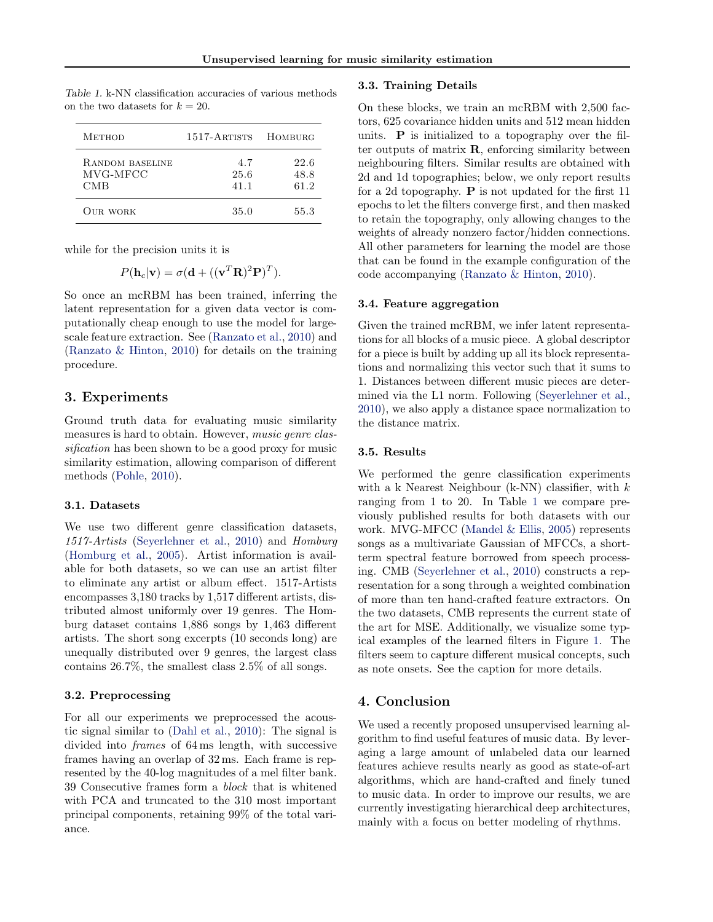Table 1. k-NN classification accuracies of various methods on the two datasets for $k = 20$.

| Method | 1517-Artists | Homburg |
|---|---|---|
| Random baseline | 4.7 | 22.6 |
| MVG-MFCC | 25.6 | 48.8 |
| CMB | 41.1 | 61.2 |
| Our work | 35.0 | 55.3 |

while for the precision units it is

$$P(\mathbf{h}_c|\mathbf{v}) = \sigma(\mathbf{d} + ((\mathbf{v}^T\mathbf{R})^2\mathbf{P})^T).$$

So once an mcRBM has been trained, inferring the latent representation for a given data vector is computationally cheap enough to use the model for large-scale feature extraction. See (Ranzato et al., 2010) and (Ranzato & Hinton, 2010) for details on the training procedure.

## 3. Experiments

Ground truth data for evaluating music similarity measures is hard to obtain. However, *music genre classification* has been shown to be a good proxy for music similarity estimation, allowing comparison of different methods (Pohle, 2010).

### 3.1. Datasets

We use two different genre classification datasets, *1517-Artists* (Seyerlehner et al., 2010) and *Homburg* (Homburg et al., 2005). Artist information is available for both datasets, so we can use an artist filter to eliminate any artist or album effect. 1517-Artists encompasses 3,180 tracks by 1,517 different artists, distributed almost uniformly over 19 genres. The Homburg dataset contains 1,886 songs by 1,463 different artists. The short song excerpts (10 seconds long) are unequally distributed over 9 genres, the largest class contains 26.7%, the smallest class 2.5% of all songs.

### 3.2. Preprocessing

For all our experiments we preprocessed the acoustic signal similar to (Dahl et al., 2010): The signal is divided into *frames* of 64 ms length, with successive frames having an overlap of 32 ms. Each frame is represented by the 40-log magnitudes of a mel filter bank. 39 Consecutive frames form a *block* that is whitened with PCA and truncated to the 310 most important principal components, retaining 99% of the total variance.

### 3.3. Training Details

On these blocks, we train an mcRBM with 2,500 factors, 625 covariance hidden units and 512 mean hidden units. $\mathbf{P}$ is initialized to a topography over the filter outputs of matrix $\mathbf{R}$, enforcing similarity between neighbouring filters. Similar results are obtained with 2d and 1d topographies; below, we only report results for a 2d topography. $\mathbf{P}$ is not updated for the first 11 epochs to let the filters converge first, and then masked to retain the topography, only allowing changes to the weights of already nonzero factor/hidden connections. All other parameters for learning the model are those that can be found in the example configuration of the code accompanying (Ranzato & Hinton, 2010).

### 3.4. Feature aggregation

Given the trained mcRBM, we infer latent representations for all blocks of a music piece. A global descriptor for a piece is built by adding up all its block representations and normalizing this vector such that it sums to 1. Distances between different music pieces are determined via the L1 norm. Following (Seyerlehner et al., 2010), we also apply a distance space normalization to the distance matrix.

### 3.5. Results

We performed the genre classification experiments with a k Nearest Neighbour (k-NN) classifier, with $k$ ranging from 1 to 20. In Table 1 we compare previously published results for both datasets with our work. MVG-MFCC (Mandel & Ellis, 2005) represents songs as a multivariate Gaussian of MFCCs, a short-term spectral feature borrowed from speech processing. CMB (Seyerlehner et al., 2010) constructs a representation for a song through a weighted combination of more than ten hand-crafted feature extractors. On the two datasets, CMB represents the current state of the art for MSE. Additionally, we visualize some typical examples of the learned filters in Figure 1. The filters seem to capture different musical concepts, such as note onsets. See the caption for more details.

## 4. Conclusion

We used a recently proposed unsupervised learning algorithm to find useful features of music data. By leveraging a large amount of unlabeled data our learned features achieve results nearly as good as state-of-art algorithms, which are hand-crafted and finely tuned to music data. In order to improve our results, we are currently investigating hierarchical deep architectures, mainly with a focus on better modeling of rhythms.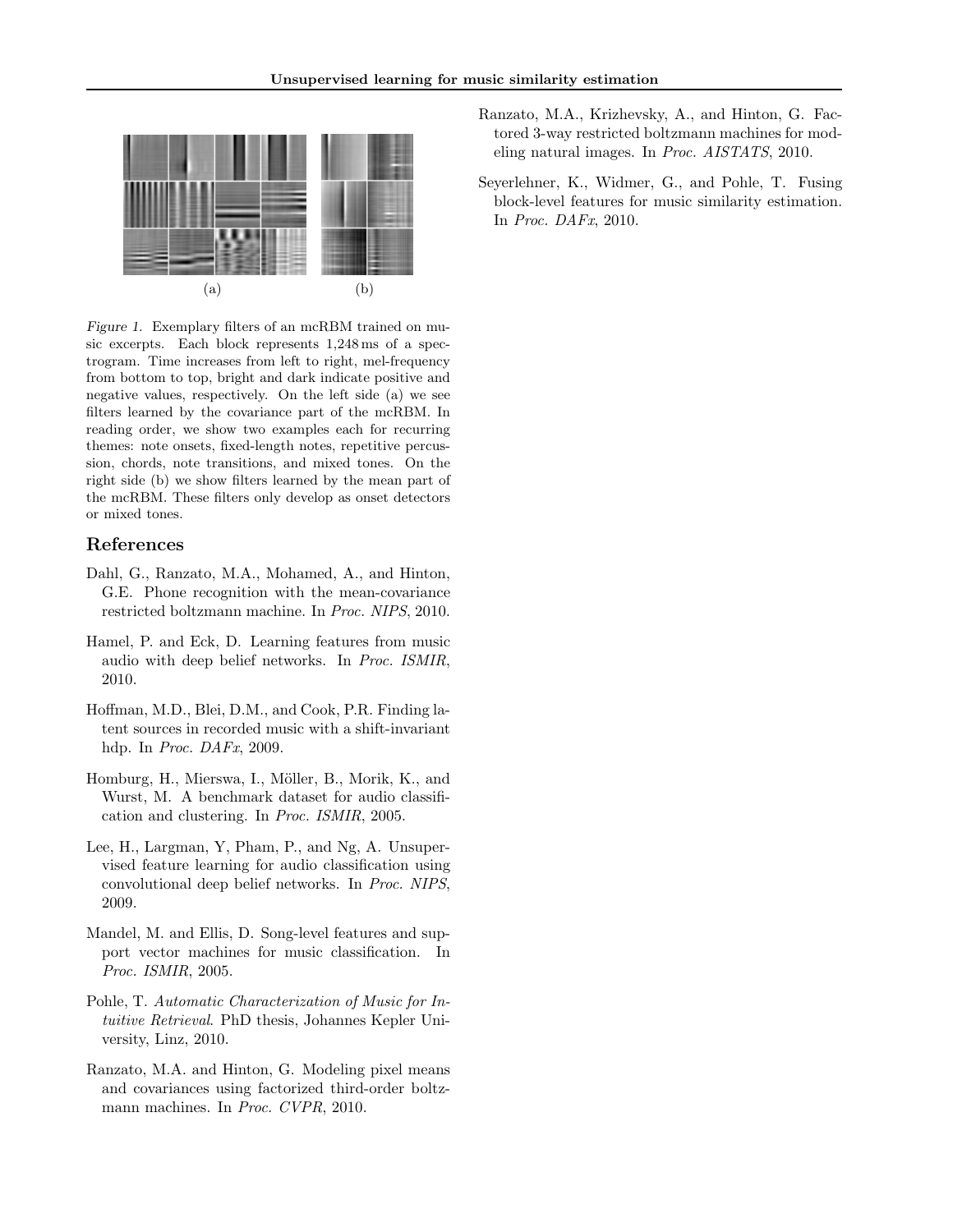(a) (b)

*Figure 1.* Exemplary filters of an mcRBM trained on music excerpts. Each block represents 1,248 ms of a spectrogram. Time increases from left to right, mel-frequency from bottom to top, bright and dark indicate positive and negative values, respectively. On the left side (a) we see filters learned by the covariance part of the mcRBM. In reading order, we show two examples each for recurring themes: note onsets, fixed-length notes, repetitive percussion, chords, note transitions, and mixed tones. On the right side (b) we show filters learned by the mean part of the mcRBM. These filters only develop as onset detectors or mixed tones.

## References

Dahl, G., Ranzato, M.A., Mohamed, A., and Hinton, G.E. Phone recognition with the mean-covariance restricted boltzmann machine. In *Proc. NIPS*, 2010.

Hamel, P. and Eck, D. Learning features from music audio with deep belief networks. In *Proc. ISMIR*, 2010.

Hoffman, M.D., Blei, D.M., and Cook, P.R. Finding latent sources in recorded music with a shift-invariant hdp. In *Proc. DAFx*, 2009.

Homburg, H., Mierswa, I., Möller, B., Morik, K., and Wurst, M. A benchmark dataset for audio classification and clustering. In *Proc. ISMIR*, 2005.

Lee, H., Largman, Y, Pham, P., and Ng, A. Unsupervised feature learning for audio classification using convolutional deep belief networks. In *Proc. NIPS*, 2009.

Mandel, M. and Ellis, D. Song-level features and support vector machines for music classification. In *Proc. ISMIR*, 2005.

Pohle, T. *Automatic Characterization of Music for Intuitive Retrieval*. PhD thesis, Johannes Kepler University, Linz, 2010.

Ranzato, M.A. and Hinton, G. Modeling pixel means and covariances using factorized third-order boltzmann machines. In *Proc. CVPR*, 2010.

Ranzato, M.A., Krizhevsky, A., and Hinton, G. Factored 3-way restricted boltzmann machines for modeling natural images. In *Proc. AISTATS*, 2010.

Seyerlehner, K., Widmer, G., and Pohle, T. Fusing block-level features for music similarity estimation. In *Proc. DAFx*, 2010.